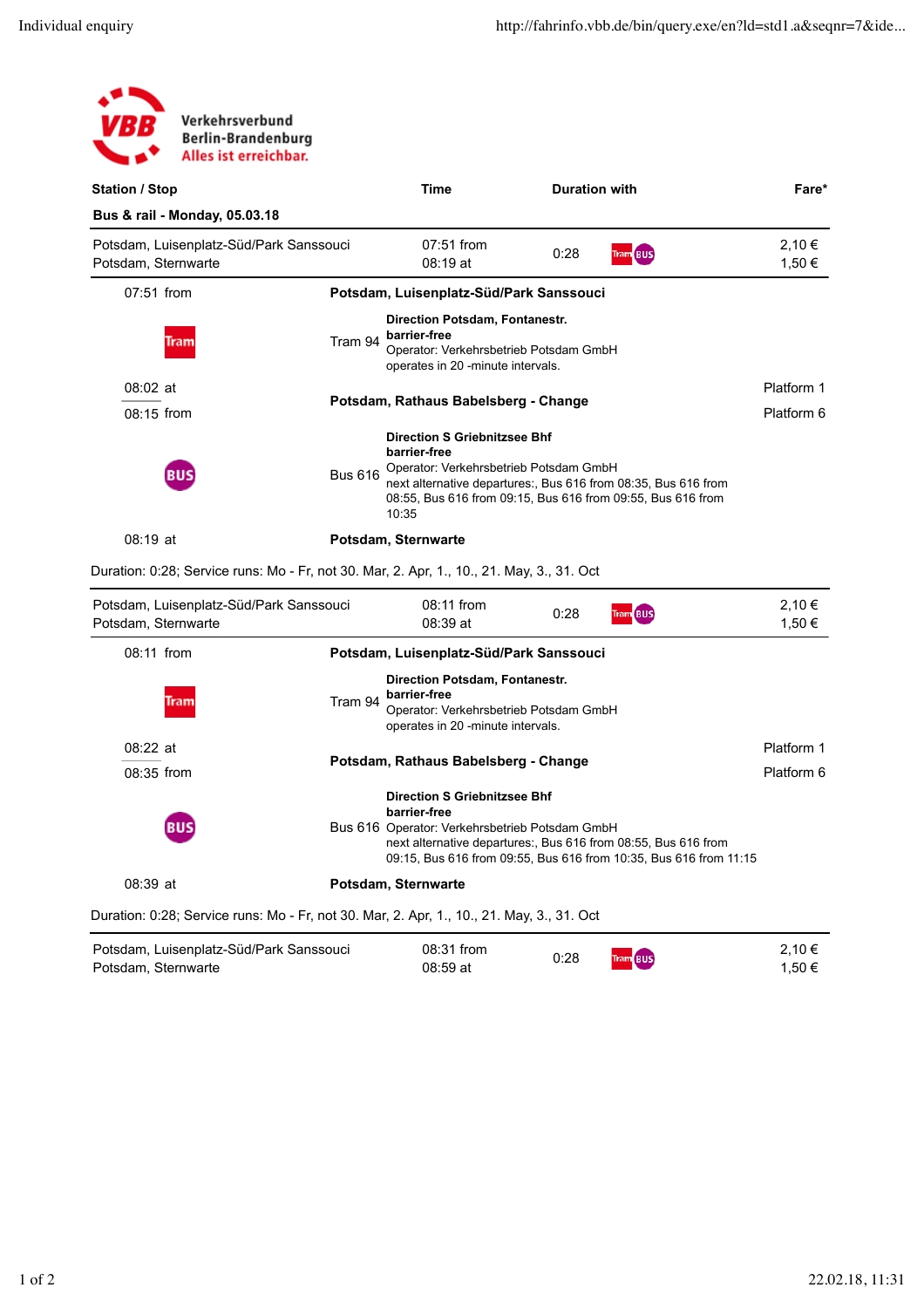Verkehrsverbund Berlin-Brandenburg
Alles ist erreichbar.

| Station / Stop | Time | Duration with | | Fare* |
|---|---|---|---|---|
| **Bus & rail - Monday, 05.03.18** | | | | |
| Potsdam, Luisenplatz-Süd/Park Sanssouci<br>Potsdam, Sternwarte | 07:51 from<br>08:19 at | 0:28 | Tram Bus | 2,10 €<br>1,50 € |

07:51 from — **Potsdam, Luisenplatz-Süd/Park Sanssouci**

Tram — Tram 94 — **Direction Potsdam, Fontanestr.**
**barrier-free**
Operator: Verkehrsbetrieb Potsdam GmbH
operates in 20 -minute intervals.

08:02 at — **Potsdam, Rathaus Babelsberg - Change** — Platform 1
08:15 from — Platform 6

Bus — Bus 616 — **Direction S Griebnitzsee Bhf**
**barrier-free**
Operator: Verkehrsbetrieb Potsdam GmbH
next alternative departures:, Bus 616 from 08:35, Bus 616 from 08:55, Bus 616 from 09:15, Bus 616 from 09:55, Bus 616 from 10:35

08:19 at — **Potsdam, Sternwarte**

Duration: 0:28; Service runs: Mo - Fr, not 30. Mar, 2. Apr, 1., 10., 21. May, 3., 31. Oct

| Station / Stop | Time | Duration with | | Fare* |
|---|---|---|---|---|
| Potsdam, Luisenplatz-Süd/Park Sanssouci<br>Potsdam, Sternwarte | 08:11 from<br>08:39 at | 0:28 | Tram Bus | 2,10 €<br>1,50 € |

08:11 from — **Potsdam, Luisenplatz-Süd/Park Sanssouci**

Tram — Tram 94 — **Direction Potsdam, Fontanestr.**
**barrier-free**
Operator: Verkehrsbetrieb Potsdam GmbH
operates in 20 -minute intervals.

08:22 at — **Potsdam, Rathaus Babelsberg - Change** — Platform 1
08:35 from — Platform 6

Bus — Bus 616 — **Direction S Griebnitzsee Bhf**
**barrier-free**
Operator: Verkehrsbetrieb Potsdam GmbH
next alternative departures:, Bus 616 from 08:55, Bus 616 from 09:15, Bus 616 from 09:55, Bus 616 from 10:35, Bus 616 from 11:15

08:39 at — **Potsdam, Sternwarte**

Duration: 0:28; Service runs: Mo - Fr, not 30. Mar, 2. Apr, 1., 10., 21. May, 3., 31. Oct

| Station / Stop | Time | Duration with | | Fare* |
|---|---|---|---|---|
| Potsdam, Luisenplatz-Süd/Park Sanssouci<br>Potsdam, Sternwarte | 08:31 from<br>08:59 at | 0:28 | Tram Bus | 2,10 €<br>1,50 € |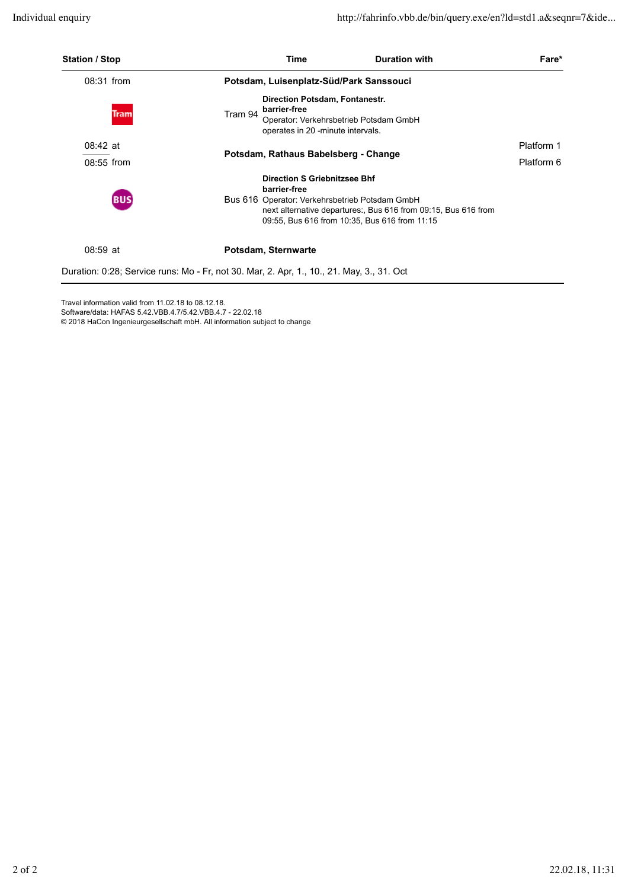| Station / Stop | Time | Duration with | Fare* |
| --- | --- | --- | --- |
| 08:31 from | Potsdam, Luisenplatz-Süd/Park Sanssouci | | |
| Tram | Tram 94 | **Direction Potsdam, Fontanestr.** **barrier-free** Operator: Verkehrsbetrieb Potsdam GmbH operates in 20 -minute intervals. | |
| 08:42 at | Potsdam, Rathaus Babelsberg - Change | | Platform 1 |
| 08:55 from | | | Platform 6 |
| BUS | Bus 616 | **Direction S Griebnitzsee Bhf** **barrier-free** Operator: Verkehrsbetrieb Potsdam GmbH next alternative departures:, Bus 616 from 09:15, Bus 616 from 09:55, Bus 616 from 10:35, Bus 616 from 11:15 | |
| 08:59 at | Potsdam, Sternwarte | | |

Duration: 0:28; Service runs: Mo - Fr, not 30. Mar, 2. Apr, 1., 10., 21. May, 3., 31. Oct

Travel information valid from 11.02.18 to 08.12.18.
Software/data: HAFAS 5.42.VBB.4.7/5.42.VBB.4.7 - 22.02.18
© 2018 HaCon Ingenieurgesellschaft mbH. All information subject to change